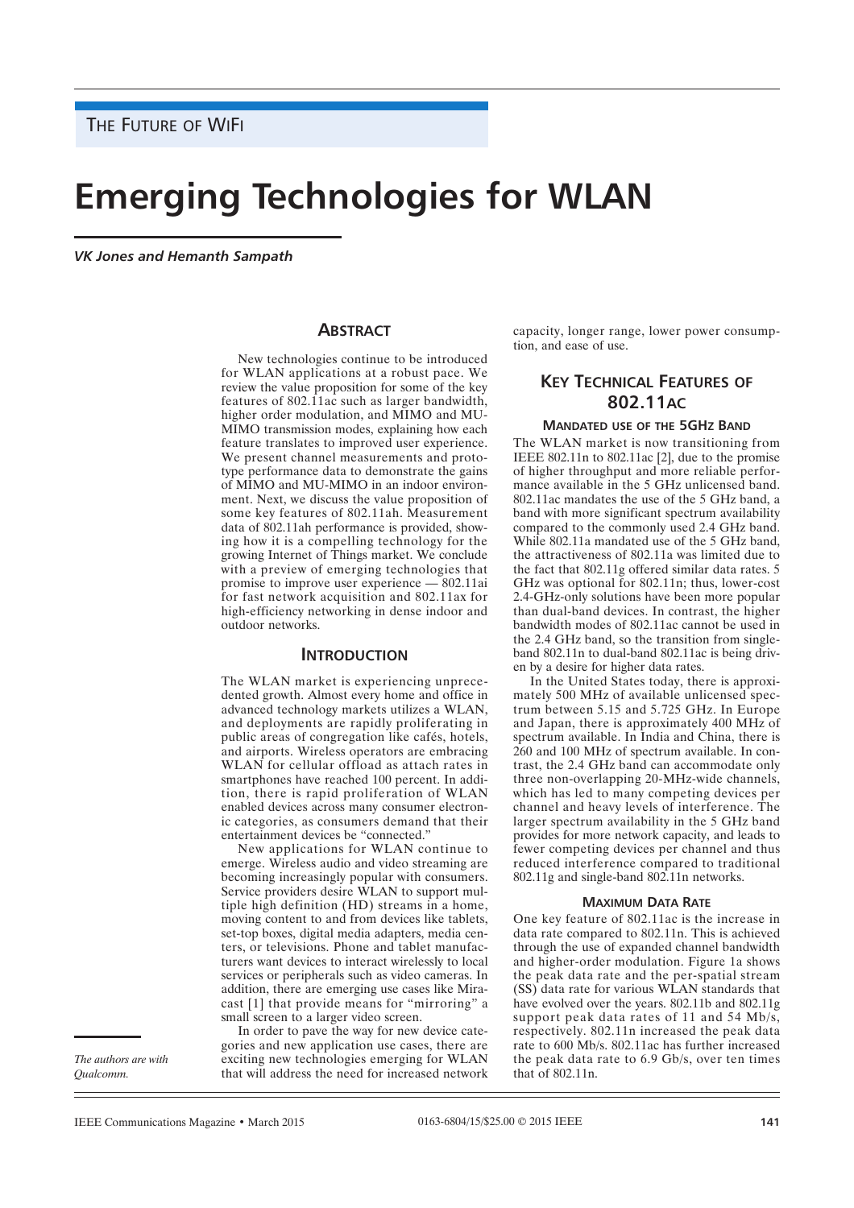THE FUTURE OF WIFI

# Emerging Technologies for WLAN

*VK Jones and Hemanth Sampath*

*The authors are with Qualcomm.*

## ABSTRACT

New technologies continue to be introduced for WLAN applications at a robust pace. We review the value proposition for some of the key features of 802.11ac such as larger bandwidth, higher order modulation, and MIMO and MU-MIMO transmission modes, explaining how each feature translates to improved user experience. We present channel measurements and prototype performance data to demonstrate the gains of MIMO and MU-MIMO in an indoor environment. Next, we discuss the value proposition of some key features of 802.11ah. Measurement data of 802.11ah performance is provided, showing how it is a compelling technology for the growing Internet of Things market. We conclude with a preview of emerging technologies that promise to improve user experience — 802.11ai for fast network acquisition and 802.11ax for high-efficiency networking in dense indoor and outdoor networks.

## INTRODUCTION

The WLAN market is experiencing unprecedented growth. Almost every home and office in advanced technology markets utilizes a WLAN, and deployments are rapidly proliferating in public areas of congregation like cafés, hotels, and airports. Wireless operators are embracing WLAN for cellular offload as attach rates in smartphones have reached 100 percent. In addition, there is rapid proliferation of WLAN enabled devices across many consumer electronic categories, as consumers demand that their entertainment devices be "connected."

New applications for WLAN continue to emerge. Wireless audio and video streaming are becoming increasingly popular with consumers. Service providers desire WLAN to support multiple high definition (HD) streams in a home, moving content to and from devices like tablets, set-top boxes, digital media adapters, media centers, or televisions. Phone and tablet manufacturers want devices to interact wirelessly to local services or peripherals such as video cameras. In addition, there are emerging use cases like Miracast [1] that provide means for "mirroring" a small screen to a larger video screen.

In order to pave the way for new device categories and new application use cases, there are exciting new technologies emerging for WLAN that will address the need for increased network capacity, longer range, lower power consumption, and ease of use.

## KEY TECHNICAL FEATURES OF 802.11AC

### MANDATED USE OF THE 5GHZ BAND

The WLAN market is now transitioning from IEEE 802.11n to 802.11ac [2], due to the promise of higher throughput and more reliable performance available in the 5 GHz unlicensed band. 802.11ac mandates the use of the 5 GHz band, a band with more significant spectrum availability compared to the commonly used 2.4 GHz band. While 802.11a mandated use of the 5 GHz band, the attractiveness of 802.11a was limited due to the fact that 802.11g offered similar data rates. 5 GHz was optional for 802.11n; thus, lower-cost 2.4-GHz-only solutions have been more popular than dual-band devices. In contrast, the higher bandwidth modes of 802.11ac cannot be used in the 2.4 GHz band, so the transition from single-band 802.11n to dual-band 802.11ac is being driven by a desire for higher data rates.

In the United States today, there is approximately 500 MHz of available unlicensed spectrum between 5.15 and 5.725 GHz. In Europe and Japan, there is approximately 400 MHz of spectrum available. In India and China, there is 260 and 100 MHz of spectrum available. In contrast, the 2.4 GHz band can accommodate only three non-overlapping 20-MHz-wide channels, which has led to many competing devices per channel and heavy levels of interference. The larger spectrum availability in the 5 GHz band provides for more network capacity, and leads to fewer competing devices per channel and thus reduced interference compared to traditional 802.11g and single-band 802.11n networks.

### MAXIMUM DATA RATE

One key feature of 802.11ac is the increase in data rate compared to 802.11n. This is achieved through the use of expanded channel bandwidth and higher-order modulation. Figure 1a shows the peak data rate and the per-spatial stream (SS) data rate for various WLAN standards that have evolved over the years. 802.11b and 802.11g support peak data rates of 11 and 54 Mb/s, respectively. 802.11n increased the peak data rate to 600 Mb/s. 802.11ac has further increased the peak data rate to 6.9 Gb/s, over ten times that of 802.11n.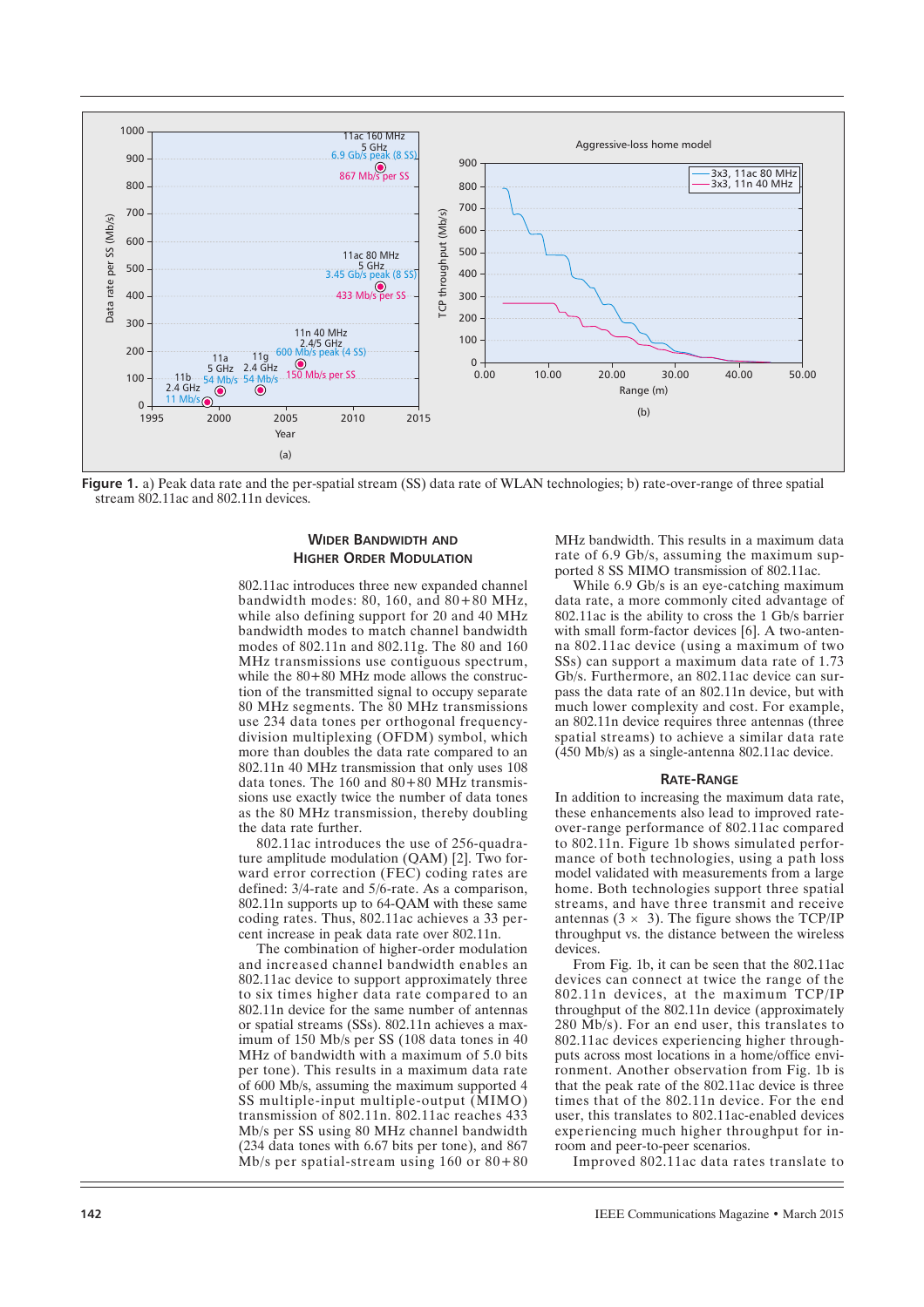**Figure 1.** a) Peak data rate and the per-spatial stream (SS) data rate of WLAN technologies; b) rate-over-range of three spatial stream 802.11ac and 802.11n devices.

## WIDER BANDWIDTH AND HIGHER ORDER MODULATION

802.11ac introduces three new expanded channel bandwidth modes: 80, 160, and 80+80 MHz, while also defining support for 20 and 40 MHz bandwidth modes to match channel bandwidth modes of 802.11n and 802.11g. The 80 and 160 MHz transmissions use contiguous spectrum, while the 80+80 MHz mode allows the construction of the transmitted signal to occupy separate 80 MHz segments. The 80 MHz transmissions use 234 data tones per orthogonal frequency-division multiplexing (OFDM) symbol, which more than doubles the data rate compared to an 802.11n 40 MHz transmission that only uses 108 data tones. The 160 and 80+80 MHz transmissions use exactly twice the number of data tones as the 80 MHz transmission, thereby doubling the data rate further.

802.11ac introduces the use of 256-quadrature amplitude modulation (QAM) [2]. Two forward error correction (FEC) coding rates are defined: 3/4-rate and 5/6-rate. As a comparison, 802.11n supports up to 64-QAM with these same coding rates. Thus, 802.11ac achieves a 33 percent increase in peak data rate over 802.11n.

The combination of higher-order modulation and increased channel bandwidth enables an 802.11ac device to support approximately three to six times higher data rate compared to an 802.11n device for the same number of antennas or spatial streams (SSs). 802.11n achieves a maximum of 150 Mb/s per SS (108 data tones in 40 MHz of bandwidth with a maximum of 5.0 bits per tone). This results in a maximum data rate of 600 Mb/s, assuming the maximum supported 4 SS multiple-input multiple-output (MIMO) transmission of 802.11n. 802.11ac reaches 433 Mb/s per SS using 80 MHz channel bandwidth (234 data tones with 6.67 bits per tone), and 867 Mb/s per spatial-stream using 160 or 80+80 MHz bandwidth. This results in a maximum data rate of 6.9 Gb/s, assuming the maximum supported 8 SS MIMO transmission of 802.11ac.

While 6.9 Gb/s is an eye-catching maximum data rate, a more commonly cited advantage of 802.11ac is the ability to cross the 1 Gb/s barrier with small form-factor devices [6]. A two-antenna 802.11ac device (using a maximum of two SSs) can support a maximum data rate of 1.73 Gb/s. Furthermore, an 802.11ac device can surpass the data rate of an 802.11n device, but with much lower complexity and cost. For example, an 802.11n device requires three antennas (three spatial streams) to achieve a similar data rate (450 Mb/s) as a single-antenna 802.11ac device.

## RATE-RANGE

In addition to increasing the maximum data rate, these enhancements also lead to improved rate-over-range performance of 802.11ac compared to 802.11n. Figure 1b shows simulated performance of both technologies, using a path loss model validated with measurements from a large home. Both technologies support three spatial streams, and have three transmit and receive antennas ($3 \times 3$). The figure shows the TCP/IP throughput vs. the distance between the wireless devices.

From Fig. 1b, it can be seen that the 802.11ac devices can connect at twice the range of the 802.11n devices, at the maximum TCP/IP throughput of the 802.11n device (approximately 280 Mb/s). For an end user, this translates to 802.11ac devices experiencing higher throughputs across most locations in a home/office environment. Another observation from Fig. 1b is that the peak rate of the 802.11ac device is three times that of the 802.11n device. For the end user, this translates to 802.11ac-enabled devices experiencing much higher throughput for in-room and peer-to-peer scenarios.

Improved 802.11ac data rates translate to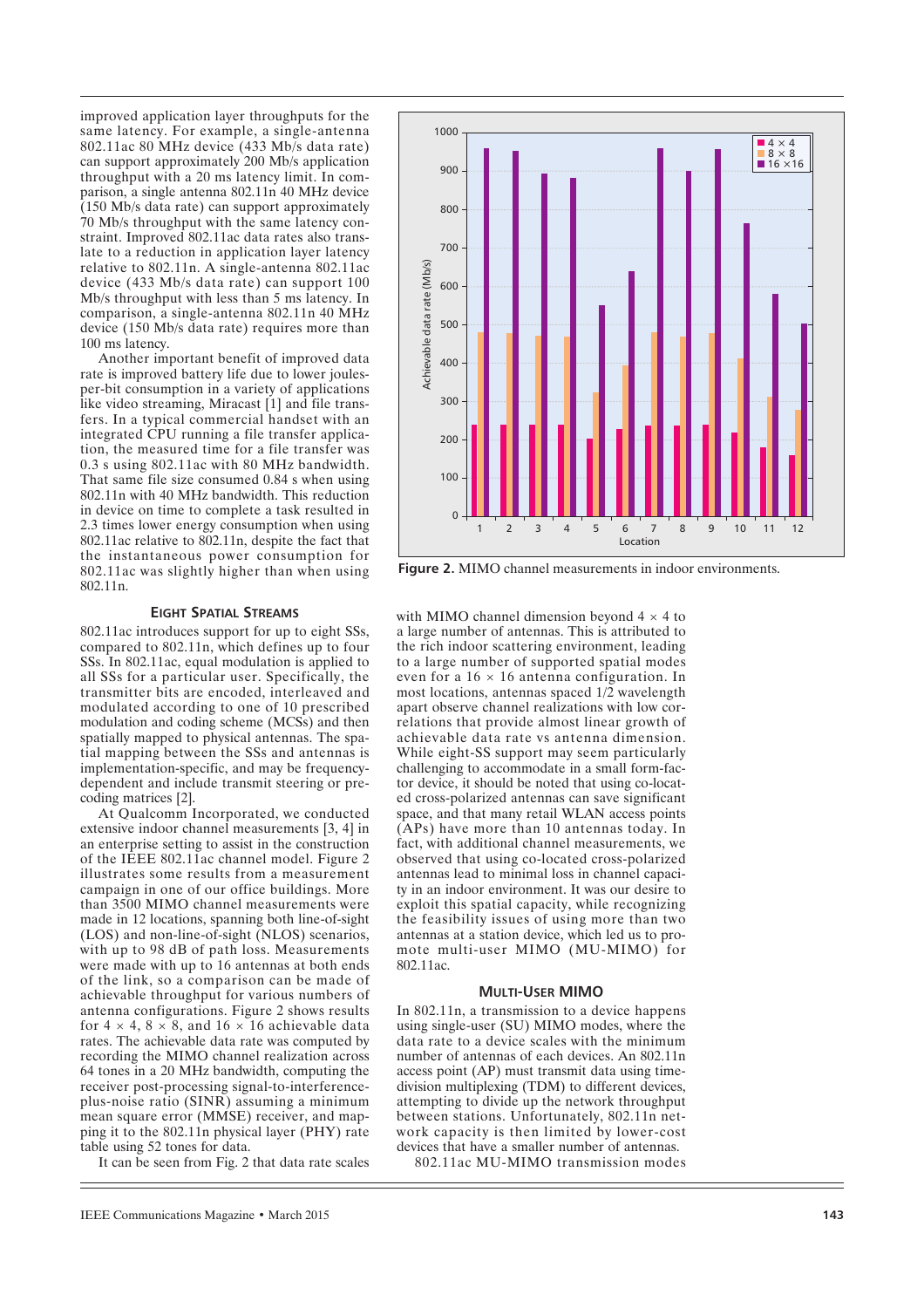improved application layer throughputs for the same latency. For example, a single-antenna 802.11ac 80 MHz device (433 Mb/s data rate) can support approximately 200 Mb/s application throughput with a 20 ms latency limit. In comparison, a single antenna 802.11n 40 MHz device (150 Mb/s data rate) can support approximately 70 Mb/s throughput with the same latency constraint. Improved 802.11ac data rates also translate to a reduction in application layer latency relative to 802.11n. A single-antenna 802.11ac device (433 Mb/s data rate) can support 100 Mb/s throughput with less than 5 ms latency. In comparison, a single-antenna 802.11n 40 MHz device (150 Mb/s data rate) requires more than 100 ms latency.

Another important benefit of improved data rate is improved battery life due to lower joules-per-bit consumption in a variety of applications like video streaming, Miracast [1] and file transfers. In a typical commercial handset with an integrated CPU running a file transfer application, the measured time for a file transfer was 0.3 s using 802.11ac with 80 MHz bandwidth. That same file size consumed 0.84 s when using 802.11n with 40 MHz bandwidth. This reduction in device on time to complete a task resulted in 2.3 times lower energy consumption when using 802.11ac relative to 802.11n, despite the fact that the instantaneous power consumption for 802.11ac was slightly higher than when using 802.11n.

## Eight Spatial Streams

802.11ac introduces support for up to eight SSs, compared to 802.11n, which defines up to four SSs. In 802.11ac, equal modulation is applied to all SSs for a particular user. Specifically, the transmitter bits are encoded, interleaved and modulated according to one of 10 prescribed modulation and coding scheme (MCSs) and then spatially mapped to physical antennas. The spatial mapping between the SSs and antennas is implementation-specific, and may be frequency-dependent and include transmit steering or precoding matrices [2].

At Qualcomm Incorporated, we conducted extensive indoor channel measurements [3, 4] in an enterprise setting to assist in the construction of the IEEE 802.11ac channel model. Figure 2 illustrates some results from a measurement campaign in one of our office buildings. More than 3500 MIMO channel measurements were made in 12 locations, spanning both line-of-sight (LOS) and non-line-of-sight (NLOS) scenarios, with up to 98 dB of path loss. Measurements were made with up to 16 antennas at both ends of the link, so a comparison can be made of achievable throughput for various numbers of antenna configurations. Figure 2 shows results for $4 \times 4$, $8 \times 8$, and $16 \times 16$ achievable data rates. The achievable data rate was computed by recording the MIMO channel realization across 64 tones in a 20 MHz bandwidth, computing the receiver post-processing signal-to-interference-plus-noise ratio (SINR) assuming a minimum mean square error (MMSE) receiver, and mapping it to the 802.11n physical layer (PHY) rate table using 52 tones for data.

It can be seen from Fig. 2 that data rate scales with MIMO channel dimension beyond $4 \times 4$ to a large number of antennas. This is attributed to the rich indoor scattering environment, leading to a large number of supported spatial modes even for a $16 \times 16$ antenna configuration. In most locations, antennas spaced 1/2 wavelength apart observe channel realizations with low correlations that provide almost linear growth of achievable data rate vs antenna dimension. While eight-SS support may seem particularly challenging to accommodate in a small form-factor device, it should be noted that using co-located cross-polarized antennas can save significant space, and that many retail WLAN access points (APs) have more than 10 antennas today. In fact, with additional channel measurements, we observed that using co-located cross-polarized antennas lead to minimal loss in channel capacity in an indoor environment. It was our desire to exploit this spatial capacity, while recognizing the feasibility issues of using more than two antennas at a station device, which led us to promote multi-user MIMO (MU-MIMO) for 802.11ac.

Figure 2. MIMO channel measurements in indoor environments.

## Multi-User MIMO

In 802.11n, a transmission to a device happens using single-user (SU) MIMO modes, where the data rate to a device scales with the minimum number of antennas of each devices. An 802.11n access point (AP) must transmit data using time-division multiplexing (TDM) to different devices, attempting to divide up the network throughput between stations. Unfortunately, 802.11n network capacity is then limited by lower-cost devices that have a smaller number of antennas.

802.11ac MU-MIMO transmission modes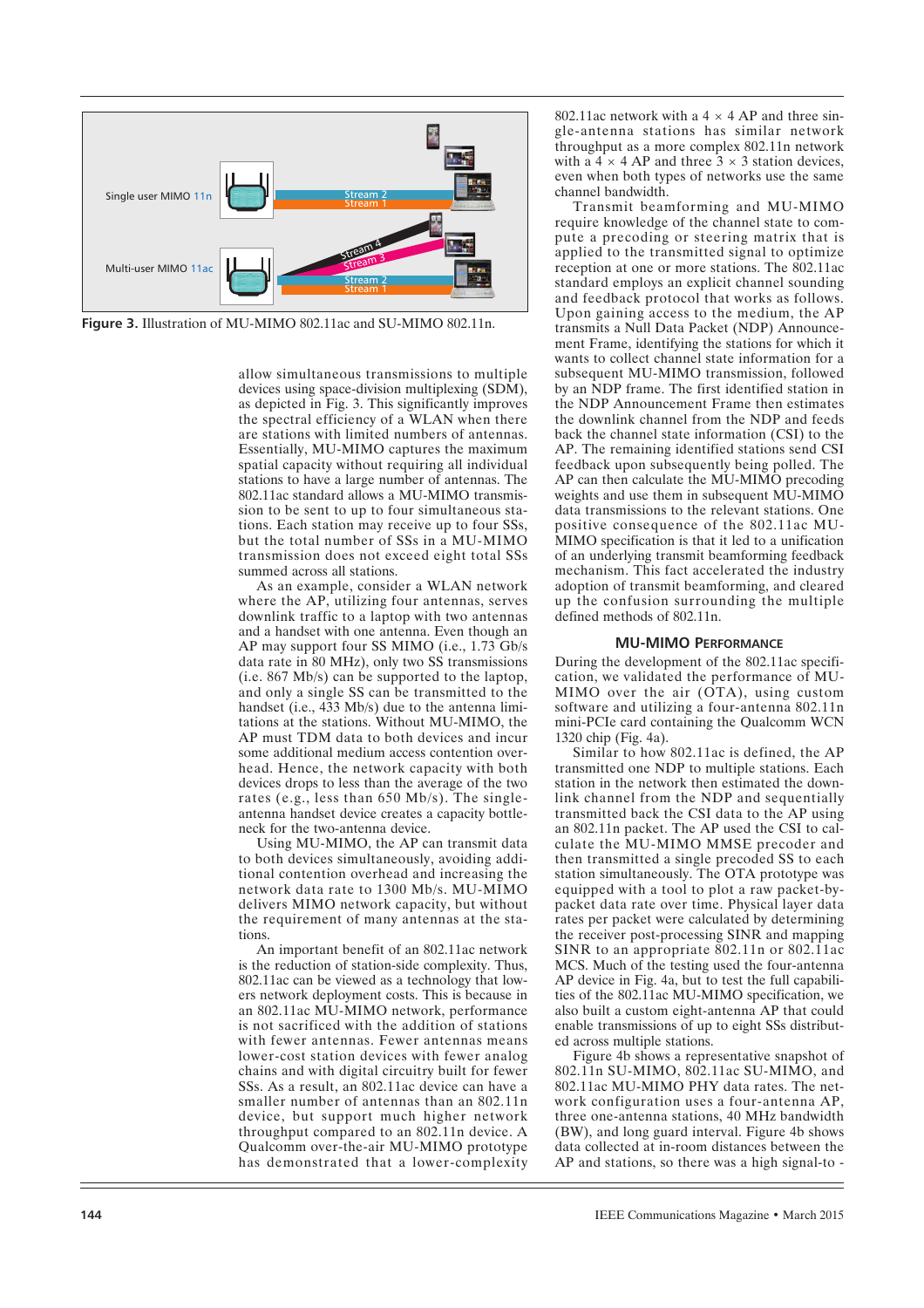Figure 3. Illustration of MU-MIMO 802.11ac and SU-MIMO 802.11n.

allow simultaneous transmissions to multiple devices using space-division multiplexing (SDM), as depicted in Fig. 3. This significantly improves the spectral efficiency of a WLAN when there are stations with limited numbers of antennas. Essentially, MU-MIMO captures the maximum spatial capacity without requiring all individual stations to have a large number of antennas. The 802.11ac standard allows a MU-MIMO transmission to be sent to up to four simultaneous stations. Each station may receive up to four SSs, but the total number of SSs in a MU-MIMO transmission does not exceed eight total SSs summed across all stations.

As an example, consider a WLAN network where the AP, utilizing four antennas, serves downlink traffic to a laptop with two antennas and a handset with one antenna. Even though an AP may support four SS MIMO (i.e., 1.73 Gb/s data rate in 80 MHz), only two SS transmissions (i.e. 867 Mb/s) can be supported to the laptop, and only a single SS can be transmitted to the handset (i.e., 433 Mb/s) due to the antenna limitations at the stations. Without MU-MIMO, the AP must TDM data to both devices and incur some additional medium access contention overhead. Hence, the network capacity with both devices drops to less than the average of the two rates (e.g., less than 650 Mb/s). The single-antenna handset device creates a capacity bottleneck for the two-antenna device.

Using MU-MIMO, the AP can transmit data to both devices simultaneously, avoiding additional contention overhead and increasing the network data rate to 1300 Mb/s. MU-MIMO delivers MIMO network capacity, but without the requirement of many antennas at the stations.

An important benefit of an 802.11ac network is the reduction of station-side complexity. Thus, 802.11ac can be viewed as a technology that lowers network deployment costs. This is because in an 802.11ac MU-MIMO network, performance is not sacrificed with the addition of stations with fewer antennas. Fewer antennas means lower-cost station devices with fewer analog chains and with digital circuitry built for fewer SSs. As a result, an 802.11ac device can have a smaller number of antennas than an 802.11n device, but support much higher network throughput compared to an 802.11n device. A Qualcomm over-the-air MU-MIMO prototype has demonstrated that a lower-complexity 802.11ac network with a 4 × 4 AP and three single-antenna stations has similar network throughput as a more complex 802.11n network with a 4 × 4 AP and three 3 × 3 station devices, even when both types of networks use the same channel bandwidth.

Transmit beamforming and MU-MIMO require knowledge of the channel state to compute a precoding or steering matrix that is applied to the transmitted signal to optimize reception at one or more stations. The 802.11ac standard employs an explicit channel sounding and feedback protocol that works as follows. Upon gaining access to the medium, the AP transmits a Null Data Packet (NDP) Announcement Frame, identifying the stations for which it wants to collect channel state information for a subsequent MU-MIMO transmission, followed by an NDP frame. The first identified station in the NDP Announcement Frame then estimates the downlink channel from the NDP and feeds back the channel state information (CSI) to the AP. The remaining identified stations send CSI feedback upon subsequently being polled. The AP can then calculate the MU-MIMO precoding weights and use them in subsequent MU-MIMO data transmissions to the relevant stations. One positive consequence of the 802.11ac MU-MIMO specification is that it led to a unification of an underlying transmit beamforming feedback mechanism. This fact accelerated the industry adoption of transmit beamforming, and cleared up the confusion surrounding the multiple defined methods of 802.11n.

## MU-MIMO Performance

During the development of the 802.11ac specification, we validated the performance of MU-MIMO over the air (OTA), using custom software and utilizing a four-antenna 802.11n mini-PCIe card containing the Qualcomm WCN 1320 chip (Fig. 4a).

Similar to how 802.11ac is defined, the AP transmitted one NDP to multiple stations. Each station in the network then estimated the downlink channel from the NDP and sequentially transmitted back the CSI data to the AP using an 802.11n packet. The AP used the CSI to calculate the MU-MIMO MMSE precoder and then transmitted a single precoded SS to each station simultaneously. The OTA prototype was equipped with a tool to plot a raw packet-by-packet data rate over time. Physical layer data rates per packet were calculated by determining the receiver post-processing SINR and mapping SINR to an appropriate 802.11n or 802.11ac MCS. Much of the testing used the four-antenna AP device in Fig. 4a, but to test the full capabilities of the 802.11ac MU-MIMO specification, we also built a custom eight-antenna AP that could enable transmissions of up to eight SSs distributed across multiple stations.

Figure 4b shows a representative snapshot of 802.11n SU-MIMO, 802.11ac SU-MIMO, and 802.11ac MU-MIMO PHY data rates. The network configuration uses a four-antenna AP, three one-antenna stations, 40 MHz bandwidth (BW), and long guard interval. Figure 4b shows data collected at in-room distances between the AP and stations, so there was a high signal-to -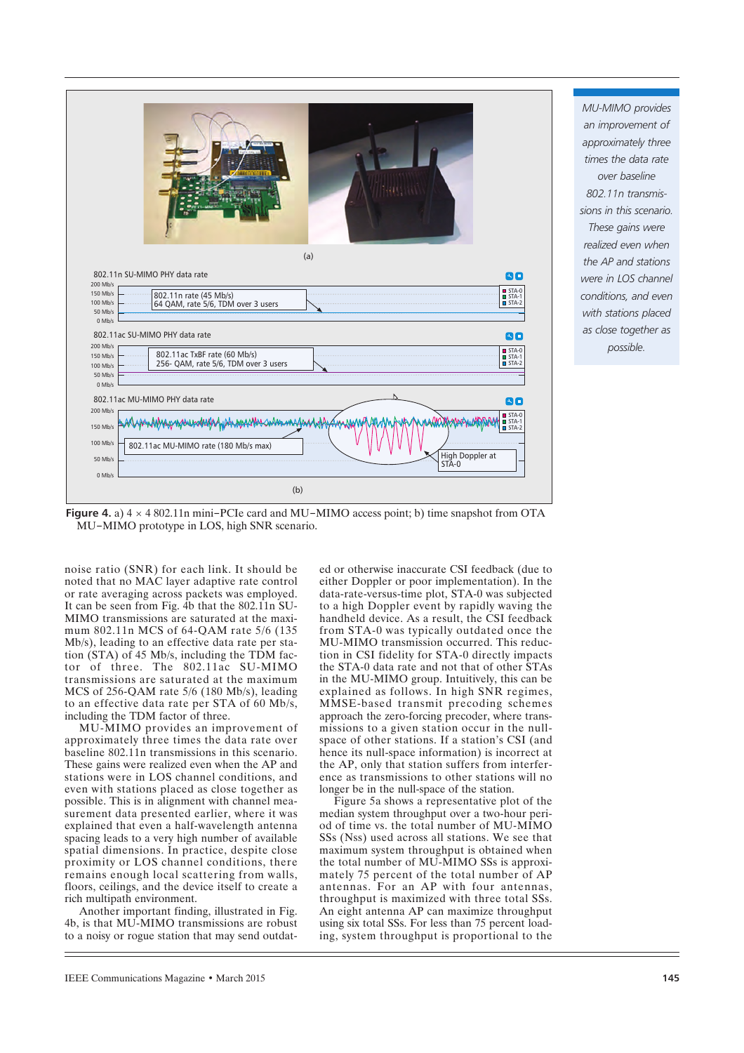**Figure 4.** a) 4 × 4 802.11n mini-PCIe card and MU-MIMO access point; b) time snapshot from OTA MU-MIMO prototype in LOS, high SNR scenario.

*MU-MIMO provides an improvement of approximately three times the data rate over baseline 802.11n transmissions in this scenario. These gains were realized even when the AP and stations were in LOS channel conditions, and even with stations placed as close together as possible.*

noise ratio (SNR) for each link. It should be noted that no MAC layer adaptive rate control or rate averaging across packets was employed. It can be seen from Fig. 4b that the 802.11n SU-MIMO transmissions are saturated at the maximum 802.11n MCS of 64-QAM rate 5/6 (135 Mb/s), leading to an effective data rate per station (STA) of 45 Mb/s, including the TDM factor of three. The 802.11ac SU-MIMO transmissions are saturated at the maximum MCS of 256-QAM rate 5/6 (180 Mb/s), leading to an effective data rate per STA of 60 Mb/s, including the TDM factor of three.

MU-MIMO provides an improvement of approximately three times the data rate over baseline 802.11n transmissions in this scenario. These gains were realized even when the AP and stations were in LOS channel conditions, and even with stations placed as close together as possible. This is in alignment with channel measurement data presented earlier, where it was explained that even a half-wavelength antenna spacing leads to a very high number of available spatial dimensions. In practice, despite close proximity or LOS channel conditions, there remains enough local scattering from walls, floors, ceilings, and the device itself to create a rich multipath environment.

Another important finding, illustrated in Fig. 4b, is that MU-MIMO transmissions are robust to a noisy or rogue station that may send outdated or otherwise inaccurate CSI feedback (due to either Doppler or poor implementation). In the data-rate-versus-time plot, STA-0 was subjected to a high Doppler event by rapidly waving the handheld device. As a result, the CSI feedback from STA-0 was typically outdated once the MU-MIMO transmission occurred. This reduction in CSI fidelity for STA-0 directly impacts the STA-0 data rate and not that of other STAs in the MU-MIMO group. Intuitively, this can be explained as follows. In high SNR regimes, MMSE-based transmit precoding schemes approach the zero-forcing precoder, where transmissions to a given station occur in the null-space of other stations. If a station's CSI (and hence its null-space information) is incorrect at the AP, only that station suffers from interference as transmissions to other stations will no longer be in the null-space of the station.

Figure 5a shows a representative plot of the median system throughput over a two-hour period of time vs. the total number of MU-MIMO SSs (Nss) used across all stations. We see that maximum system throughput is obtained when the total number of MU-MIMO SSs is approximately 75 percent of the total number of AP antennas. For an AP with four antennas, throughput is maximized with three total SSs. An eight antenna AP can maximize throughput using six total SSs. For less than 75 percent loading, system throughput is proportional to the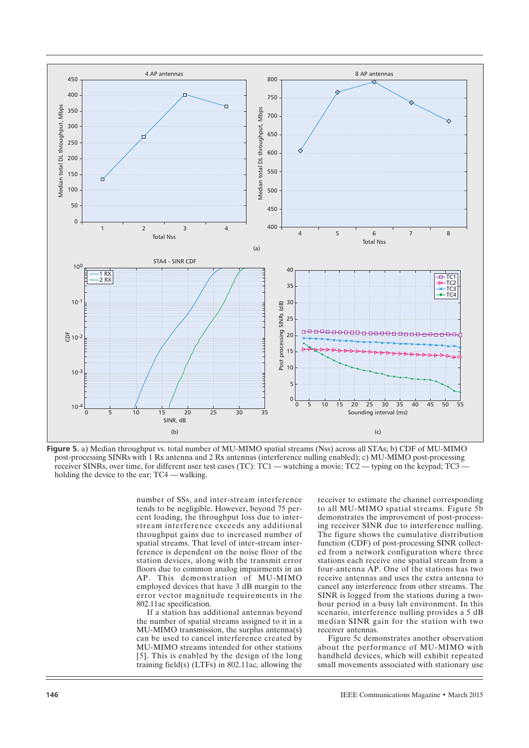**Figure 5.** a) Median throughput vs. total number of MU-MIMO spatial streams (Nss) across all STAs; b) CDF of MU-MIMO post-processing SINRs with 1 Rx antenna and 2 Rx antennas (interference nulling enabled); c) MU-MIMO post-processing receiver SINRs, over time, for different user test cases (TC): TC1 — watching a movie; TC2 — typing on the keypad; TC3 — holding the device to the ear; TC4 — walking.

number of SSs, and inter-stream interference tends to be negligible. However, beyond 75 percent loading, the throughput loss due to inter-stream interference exceeds any additional throughput gains due to increased number of spatial streams. That level of inter-stream interference is dependent on the noise floor of the station devices, along with the transmit error floors due to common analog impairments in an AP. This demonstration of MU-MIMO employed devices that have 3 dB margin to the error vector magnitude requirements in the 802.11ac specification.

If a station has additional antennas beyond the number of spatial streams assigned to it in a MU-MIMO transmission, the surplus antenna(s) can be used to cancel interference created by MU-MIMO streams intended for other stations [5]. This is enabled by the design of the long training field(s) (LTFs) in 802.11ac, allowing the receiver to estimate the channel corresponding to all MU-MIMO spatial streams. Figure 5b demonstrates the improvement of post-processing receiver SINR due to interference nulling. The figure shows the cumulative distribution function (CDF) of post-processing SINR collected from a network configuration where three stations each receive one spatial stream from a four-antenna AP. One of the stations has two receive antennas and uses the extra antenna to cancel any interference from other streams. The SINR is logged from the stations during a two-hour period in a busy lab environment. In this scenario, interference nulling provides a 5 dB median SINR gain for the station with two receiver antennas.

Figure 5c demonstrates another observation about the performance of MU-MIMO with handheld devices, which will exhibit repeated small movements associated with stationary use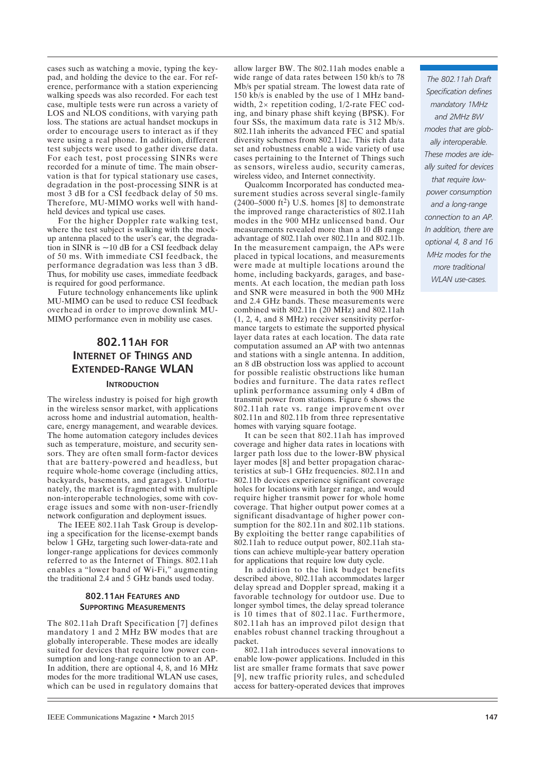cases such as watching a movie, typing the keypad, and holding the device to the ear. For reference, performance with a station experiencing walking speeds was also recorded. For each test case, multiple tests were run across a variety of LOS and NLOS conditions, with varying path loss. The stations are actual handset mockups in order to encourage users to interact as if they were using a real phone. In addition, different test subjects were used to gather diverse data. For each test, post processing SINRs were recorded for a minute of time. The main observation is that for typical stationary use cases, degradation in the post-processing SINR is at most 3 dB for a CSI feedback delay of 50 ms. Therefore, MU-MIMO works well with handheld devices and typical use cases.

For the higher Doppler rate walking test, where the test subject is walking with the mockup antenna placed to the user's ear, the degradation in SINR is ~10 dB for a CSI feedback delay of 50 ms. With immediate CSI feedback, the performance degradation was less than 3 dB. Thus, for mobility use cases, immediate feedback is required for good performance.

Future technology enhancements like uplink MU-MIMO can be used to reduce CSI feedback overhead in order to improve downlink MU-MIMO performance even in mobility use cases.

## 802.11AH FOR INTERNET OF THINGS AND EXTENDED-RANGE WLAN

### INTRODUCTION

The wireless industry is poised for high growth in the wireless sensor market, with applications across home and industrial automation, healthcare, energy management, and wearable devices. The home automation category includes devices such as temperature, moisture, and security sensors. They are often small form-factor devices that are battery-powered and headless, but require whole-home coverage (including attics, backyards, basements, and garages). Unfortunately, the market is fragmented with multiple non-interoperable technologies, some with coverage issues and some with non-user-friendly network configuration and deployment issues.

The IEEE 802.11ah Task Group is developing a specification for the license-exempt bands below 1 GHz, targeting such lower-data-rate and longer-range applications for devices commonly referred to as the Internet of Things. 802.11ah enables a "lower band of Wi-Fi," augmenting the traditional 2.4 and 5 GHz bands used today.

### 802.11AH FEATURES AND SUPPORTING MEASUREMENTS

The 802.11ah Draft Specification [7] defines mandatory 1 and 2 MHz BW modes that are globally interoperable. These modes are ideally suited for devices that require low power consumption and long-range connection to an AP. In addition, there are optional 4, 8, and 16 MHz modes for the more traditional WLAN use cases, which can be used in regulatory domains that allow larger BW. The 802.11ah modes enable a wide range of data rates between 150 kb/s to 78 Mb/s per spatial stream. The lowest data rate of 150 kb/s is enabled by the use of 1 MHz bandwidth, 2× repetition coding, 1/2-rate FEC coding, and binary phase shift keying (BPSK). For four SSs, the maximum data rate is 312 Mb/s. 802.11ah inherits the advanced FEC and spatial diversity schemes from 802.11ac. This rich data set and robustness enable a wide variety of use cases pertaining to the Internet of Things such as sensors, wireless audio, security cameras, wireless video, and Internet connectivity.

Qualcomm Incorporated has conducted measurement studies across several single-family (2400–5000 ft$^2$) U.S. homes [8] to demonstrate the improved range characteristics of 802.11ah modes in the 900 MHz unlicensed band. Our measurements revealed more than a 10 dB range advantage of 802.11ah over 802.11n and 802.11b. In the measurement campaign, the APs were placed in typical locations, and measurements were made at multiple locations around the home, including backyards, garages, and basements. At each location, the median path loss and SNR were measured in both the 900 MHz and 2.4 GHz bands. These measurements were combined with 802.11n (20 MHz) and 802.11ah (1, 2, 4, and 8 MHz) receiver sensitivity performance targets to estimate the supported physical layer data rates at each location. The data rate computation assumed an AP with two antennas and stations with a single antenna. In addition, an 8 dB obstruction loss was applied to account for possible realistic obstructions like human bodies and furniture. The data rates reflect uplink performance assuming only 4 dBm of transmit power from stations. Figure 6 shows the 802.11ah rate vs. range improvement over 802.11n and 802.11b from three representative homes with varying square footage.

It can be seen that 802.11ah has improved coverage and higher data rates in locations with larger path loss due to the lower-BW physical layer modes [8] and better propagation characteristics at sub-1 GHz frequencies. 802.11n and 802.11b devices experience significant coverage holes for locations with larger range, and would require higher transmit power for whole home coverage. That higher output power comes at a significant disadvantage of higher power consumption for the 802.11n and 802.11b stations. By exploiting the better range capabilities of 802.11ah to reduce output power, 802.11ah stations can achieve multiple-year battery operation for applications that require low duty cycle.

In addition to the link budget benefits described above, 802.11ah accommodates larger delay spread and Doppler spread, making it a favorable technology for outdoor use. Due to longer symbol times, the delay spread tolerance is 10 times that of 802.11ac. Furthermore, 802.11ah has an improved pilot design that enables robust channel tracking throughout a packet.

802.11ah introduces several innovations to enable low-power applications. Included in this list are smaller frame formats that save power [9], new traffic priority rules, and scheduled access for battery-operated devices that improves

*The 802.11ah Draft Specification defines mandatory 1MHz and 2MHz BW modes that are globally interoperable. These modes are ideally suited for devices that require low-power consumption and a long-range connection to an AP. In addition, there are optional 4, 8 and 16 MHz modes for the more traditional WLAN use-cases.*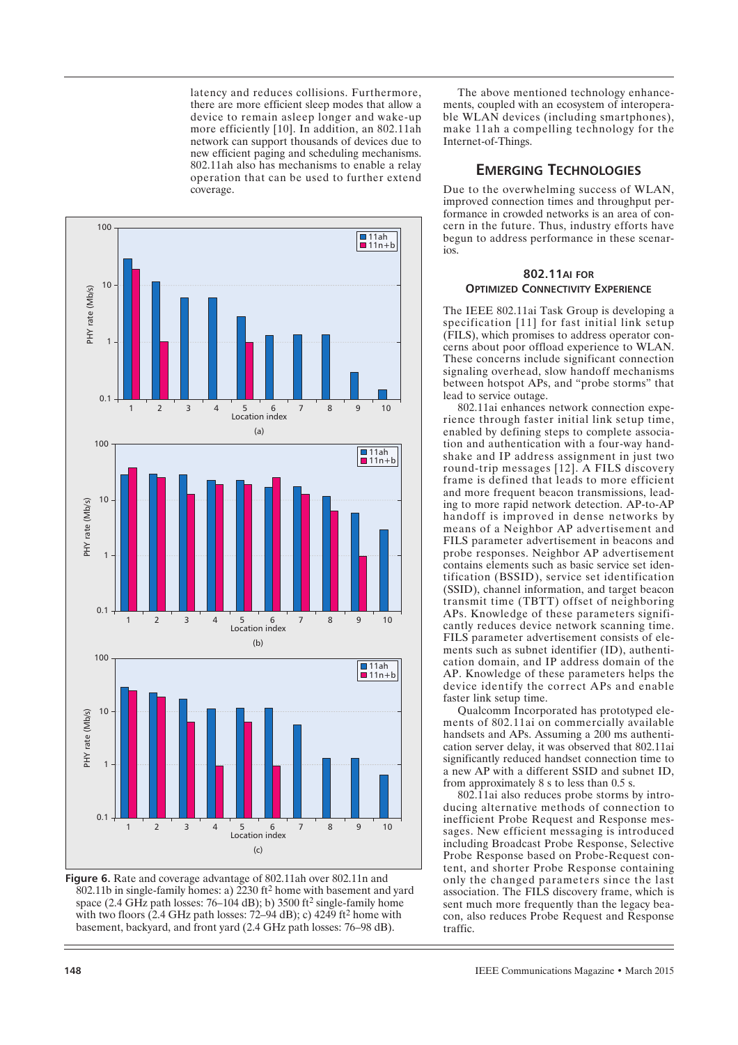latency and reduces collisions. Furthermore, there are more efficient sleep modes that allow a device to remain asleep longer and wake-up more efficiently [10]. In addition, an 802.11ah network can support thousands of devices due to new efficient paging and scheduling mechanisms. 802.11ah also has mechanisms to enable a relay operation that can be used to further extend coverage.

Figure 6. Rate and coverage advantage of 802.11ah over 802.11n and 802.11b in single-family homes: a) 2230 ft$^2$ home with basement and yard space (2.4 GHz path losses: 76–104 dB); b) 3500 ft$^2$ single-family home with two floors (2.4 GHz path losses: 72–94 dB); c) 4249 ft$^2$ home with basement, backyard, and front yard (2.4 GHz path losses: 76–98 dB).

The above mentioned technology enhancements, coupled with an ecosystem of interoperable WLAN devices (including smartphones), make 11ah a compelling technology for the Internet-of-Things.

## Emerging Technologies

Due to the overwhelming success of WLAN, improved connection times and throughput performance in crowded networks is an area of concern in the future. Thus, industry efforts have begun to address performance in these scenarios.

### 802.11ai for Optimized Connectivity Experience

The IEEE 802.11ai Task Group is developing a specification [11] for fast initial link setup (FILS), which promises to address operator concerns about poor offload experience to WLAN. These concerns include significant connection signaling overhead, slow handoff mechanisms between hotspot APs, and "probe storms" that lead to service outage.

802.11ai enhances network connection experience through faster initial link setup time, enabled by defining steps to complete association and authentication with a four-way handshake and IP address assignment in just two round-trip messages [12]. A FILS discovery frame is defined that leads to more efficient and more frequent beacon transmissions, leading to more rapid network detection. AP-to-AP handoff is improved in dense networks by means of a Neighbor AP advertisement and FILS parameter advertisement in beacons and probe responses. Neighbor AP advertisement contains elements such as basic service set identification (BSSID), service set identification (SSID), channel information, and target beacon transmit time (TBTT) offset of neighboring APs. Knowledge of these parameters significantly reduces device network scanning time. FILS parameter advertisement consists of elements such as subnet identifier (ID), authentication domain, and IP address domain of the AP. Knowledge of these parameters helps the device identify the correct APs and enable faster link setup time.

Qualcomm Incorporated has prototyped elements of 802.11ai on commercially available handsets and APs. Assuming a 200 ms authentication server delay, it was observed that 802.11ai significantly reduced handset connection time to a new AP with a different SSID and subnet ID, from approximately 8 s to less than 0.5 s.

802.11ai also reduces probe storms by introducing alternative methods of connection to inefficient Probe Request and Response messages. New efficient messaging is introduced including Broadcast Probe Response, Selective Probe Response based on Probe-Request content, and shorter Probe Response containing only the changed parameters since the last association. The FILS discovery frame, which is sent much more frequently than the legacy beacon, also reduces Probe Request and Response traffic.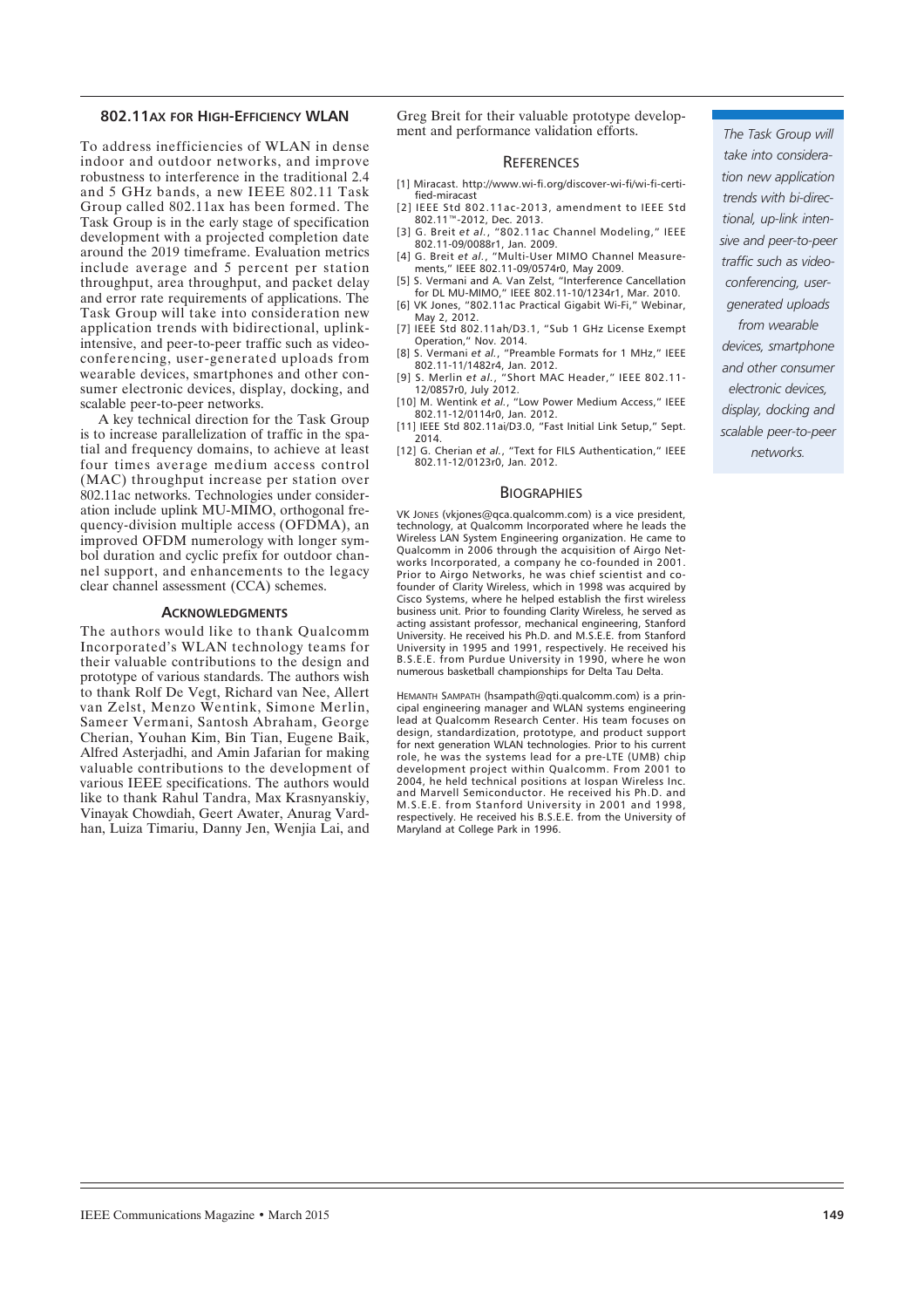## 802.11AX FOR HIGH-EFFICIENCY WLAN

To address inefficiencies of WLAN in dense indoor and outdoor networks, and improve robustness to interference in the traditional 2.4 and 5 GHz bands, a new IEEE 802.11 Task Group called 802.11ax has been formed. The Task Group is in the early stage of specification development with a projected completion date around the 2019 timeframe. Evaluation metrics include average and 5 percent per station throughput, area throughput, and packet delay and error rate requirements of applications. The Task Group will take into consideration new application trends with bidirectional, uplink-intensive, and peer-to-peer traffic such as video-conferencing, user-generated uploads from wearable devices, smartphones and other consumer electronic devices, display, docking, and scalable peer-to-peer networks.

A key technical direction for the Task Group is to increase parallelization of traffic in the spatial and frequency domains, to achieve at least four times average medium access control (MAC) throughput increase per station over 802.11ac networks. Technologies under consideration include uplink MU-MIMO, orthogonal frequency-division multiple access (OFDMA), an improved OFDM numerology with longer symbol duration and cyclic prefix for outdoor channel support, and enhancements to the legacy clear channel assessment (CCA) schemes.

*The Task Group will take into consideration new application trends with bi-directional, up-link intensive and peer-to-peer traffic such as video-conferencing, user-generated uploads from wearable devices, smartphone and other consumer electronic devices, display, docking and scalable peer-to-peer networks.*

### ACKNOWLEDGMENTS

The authors would like to thank Qualcomm Incorporated's WLAN technology teams for their valuable contributions to the design and prototype of various standards. The authors wish to thank Rolf De Vegt, Richard van Nee, Allert van Zelst, Menzo Wentink, Simone Merlin, Sameer Vermani, Santosh Abraham, George Cherian, Youhan Kim, Bin Tian, Eugene Baik, Alfred Asterjadhi, and Amin Jafarian for making valuable contributions to the development of various IEEE specifications. The authors would like to thank Rahul Tandra, Max Krasnyanskiy, Vinayak Chowdiah, Geert Awater, Anurag Vardhan, Luiza Timariu, Danny Jen, Wenjia Lai, and Greg Breit for their valuable prototype development and performance validation efforts.

### REFERENCES

[1] Miracast. http://www.wi-fi.org/discover-wi-fi/wi-fi-certified-miracast

[2] IEEE Std 802.11ac-2013, amendment to IEEE Std 802.11™-2012, Dec. 2013.

[3] G. Breit *et al.*, "802.11ac Channel Modeling," IEEE 802.11-09/0088r1, Jan. 2009.

[4] G. Breit *et al.*, "Multi-User MIMO Channel Measurements," IEEE 802.11-09/0574r0, May 2009.

[5] S. Vermani and A. Van Zelst, "Interference Cancellation for DL MU-MIMO," IEEE 802.11-10/1234r1, Mar. 2010.

[6] VK Jones, "802.11ac Practical Gigabit Wi-Fi," Webinar, May 2, 2012.

[7] IEEE Std 802.11ah/D3.1, "Sub 1 GHz License Exempt Operation," Nov. 2014.

[8] S. Vermani *et al.*, "Preamble Formats for 1 MHz," IEEE 802.11-11/1482r4, Jan. 2012.

[9] S. Merlin *et al.*, "Short MAC Header," IEEE 802.11-12/0857r0, July 2012.

[10] M. Wentink *et al.*, "Low Power Medium Access," IEEE 802.11-12/0114r0, Jan. 2012.

[11] IEEE Std 802.11ai/D3.0, "Fast Initial Link Setup," Sept. 2014.

[12] G. Cherian *et al.*, "Text for FILS Authentication," IEEE 802.11-12/0123r0, Jan. 2012.

### BIOGRAPHIES

VK JONES (vkjones@qca.qualcomm.com) is a vice president, technology, at Qualcomm Incorporated where he leads the Wireless LAN System Engineering organization. He came to Qualcomm in 2006 through the acquisition of Airgo Networks Incorporated, a company he co-founded in 2001. Prior to Airgo Networks, he was chief scientist and co-founder of Clarity Wireless, which in 1998 was acquired by Cisco Systems, where he helped establish the first wireless business unit. Prior to founding Clarity Wireless, he served as acting assistant professor, mechanical engineering, Stanford University. He received his Ph.D. and M.S.E.E. from Stanford University in 1995 and 1991, respectively. He received his B.S.E.E. from Purdue University in 1990, where he won numerous basketball championships for Delta Tau Delta.

HEMANTH SAMPATH (hsampath@qti.qualcomm.com) is a principal engineering manager and WLAN systems engineering lead at Qualcomm Research Center. His team focuses on design, standardization, prototype, and product support for next generation WLAN technologies. Prior to his current role, he was the systems lead for a pre-LTE (UMB) chip development project within Qualcomm. From 2001 to 2004, he held technical positions at Iospan Wireless Inc. and Marvell Semiconductor. He received his Ph.D. and M.S.E.E. from Stanford University in 2001 and 1998, respectively. He received his B.S.E.E. from the University of Maryland at College Park in 1996.